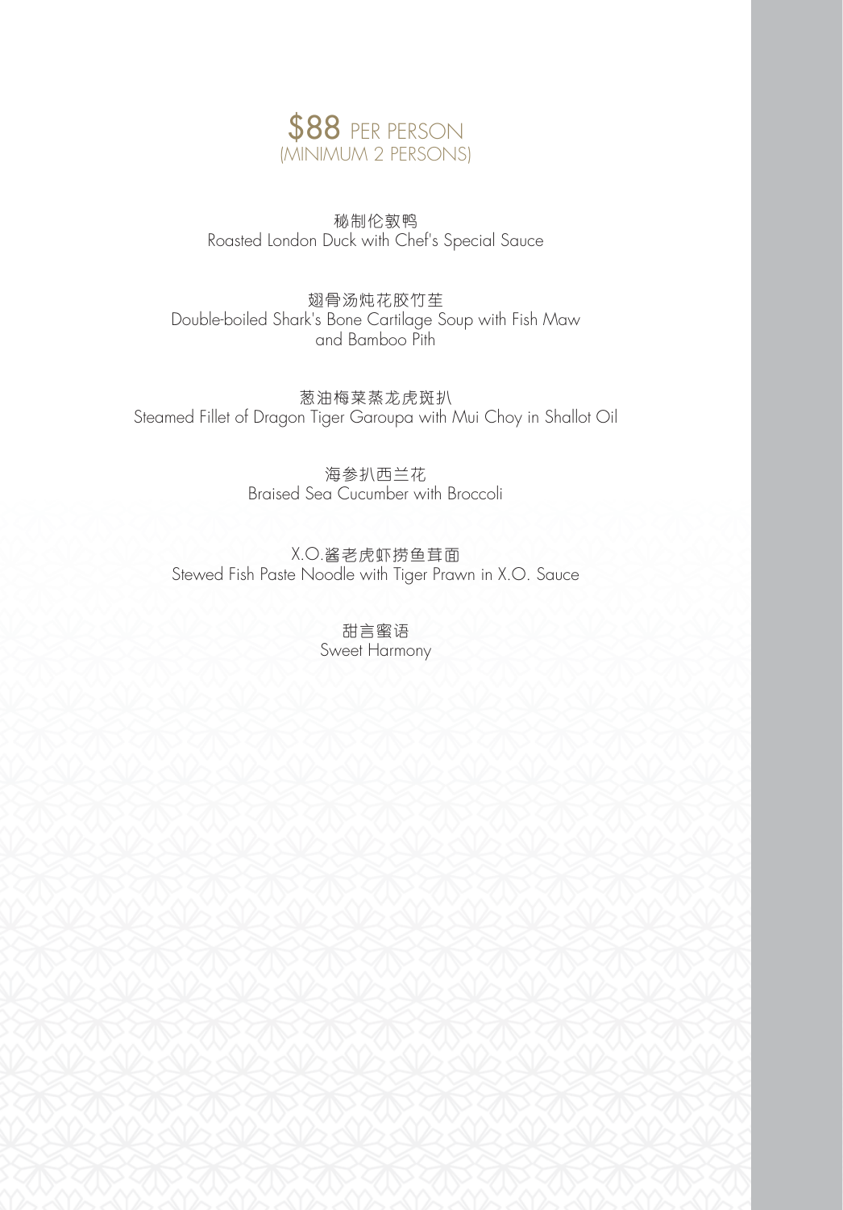# \$88 PER PERSON
(MINIMUM 2 PERSONS)

秘制伦敦鸭
Roasted London Duck with Chef's Special Sauce

翅骨汤炖花胶竹笙
Double-boiled Shark's Bone Cartilage Soup with Fish Maw and Bamboo Pith

葱油梅菜蒸龙虎斑扒
Steamed Fillet of Dragon Tiger Garoupa with Mui Choy in Shallot Oil

海参扒西兰花
Braised Sea Cucumber with Broccoli

X.O.酱老虎虾捞鱼茸面
Stewed Fish Paste Noodle with Tiger Prawn in X.O. Sauce

甜言蜜语
Sweet Harmony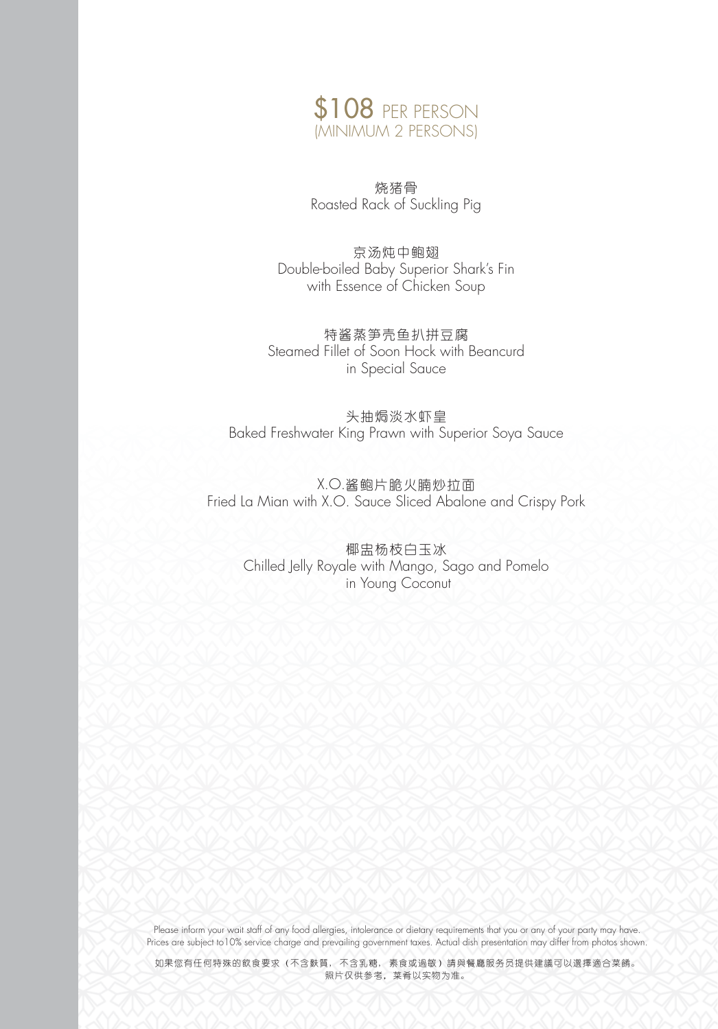# $108 PER PERSON
## (MINIMUM 2 PERSONS)

烧猪骨
Roasted Rack of Suckling Pig

京汤炖中鲍翅
Double-boiled Baby Superior Shark's Fin
with Essence of Chicken Soup

特酱蒸笋壳鱼扒拼豆腐
Steamed Fillet of Soon Hock with Beancurd
in Special Sauce

头抽焗淡水虾皇
Baked Freshwater King Prawn with Superior Soya Sauce

X.O.酱鲍片脆火腩炒拉面
Fried La Mian with X.O. Sauce Sliced Abalone and Crispy Pork

椰盅杨枝白玉冰
Chilled Jelly Royale with Mango, Sago and Pomelo
in Young Coconut

Please inform your wait staff of any food allergies, intolerance or dietary requirements that you or any of your party may have.
Prices are subject to10% service charge and prevailing government taxes. Actual dish presentation may differ from photos shown.

如果您有任何特殊的飲食要求（不含麸質，不含乳糖，素食或過敏）請與餐廳服务员提供建議可以選擇適合菜餚。
照片仅供参考，菜肴以实物为准。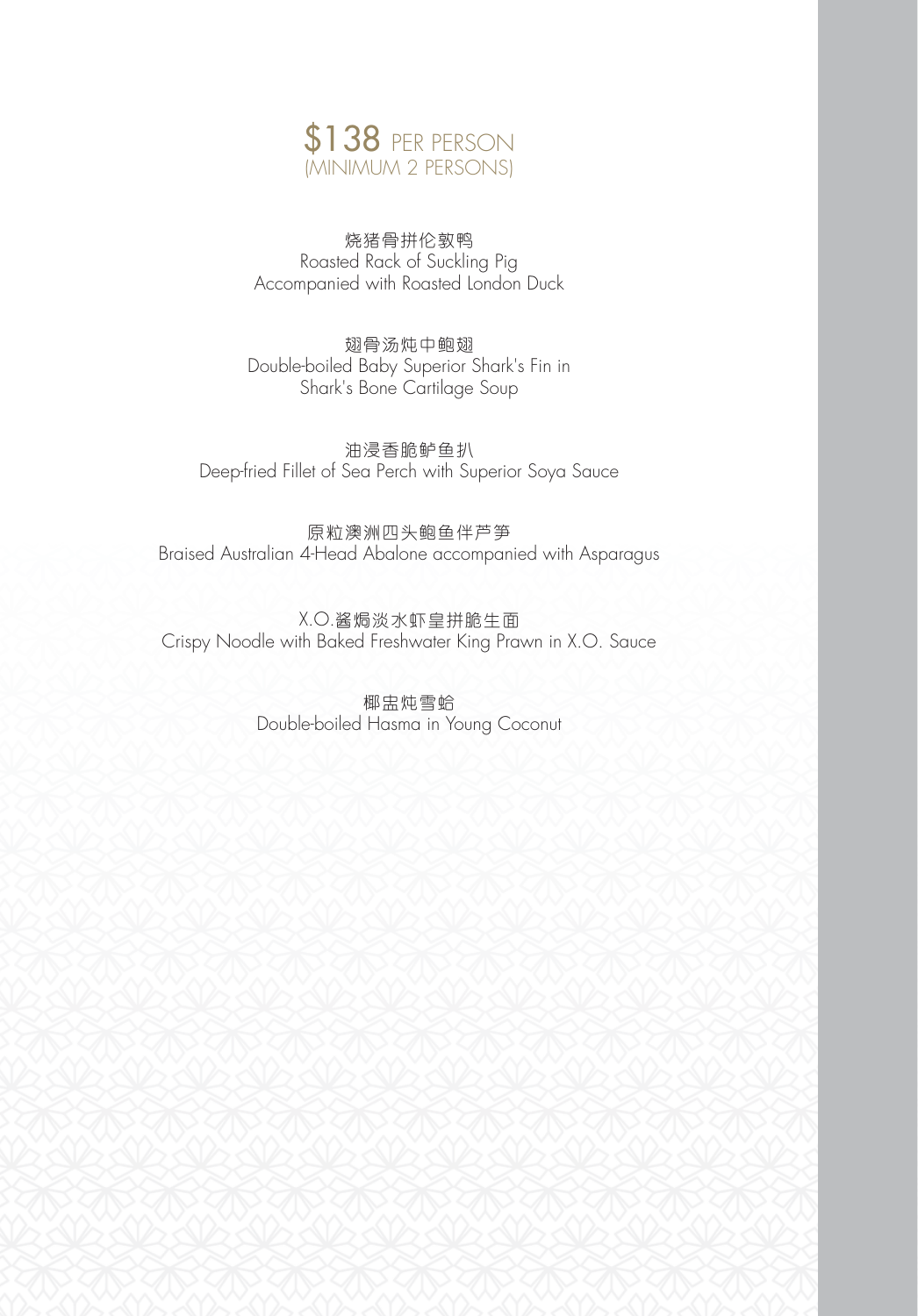## $138 PER PERSON
(MINIMUM 2 PERSONS)

烧猪骨拼伦敦鸭
Roasted Rack of Suckling Pig
Accompanied with Roasted London Duck

翅骨汤炖中鲍翅
Double-boiled Baby Superior Shark's Fin in
Shark's Bone Cartilage Soup

油浸香脆鲈鱼扒
Deep-fried Fillet of Sea Perch with Superior Soya Sauce

原粒澳洲四头鲍鱼伴芦笋
Braised Australian 4-Head Abalone accompanied with Asparagus

X.O.酱焗淡水虾皇拼脆生面
Crispy Noodle with Baked Freshwater King Prawn in X.O. Sauce

椰盅炖雪蛤
Double-boiled Hasma in Young Coconut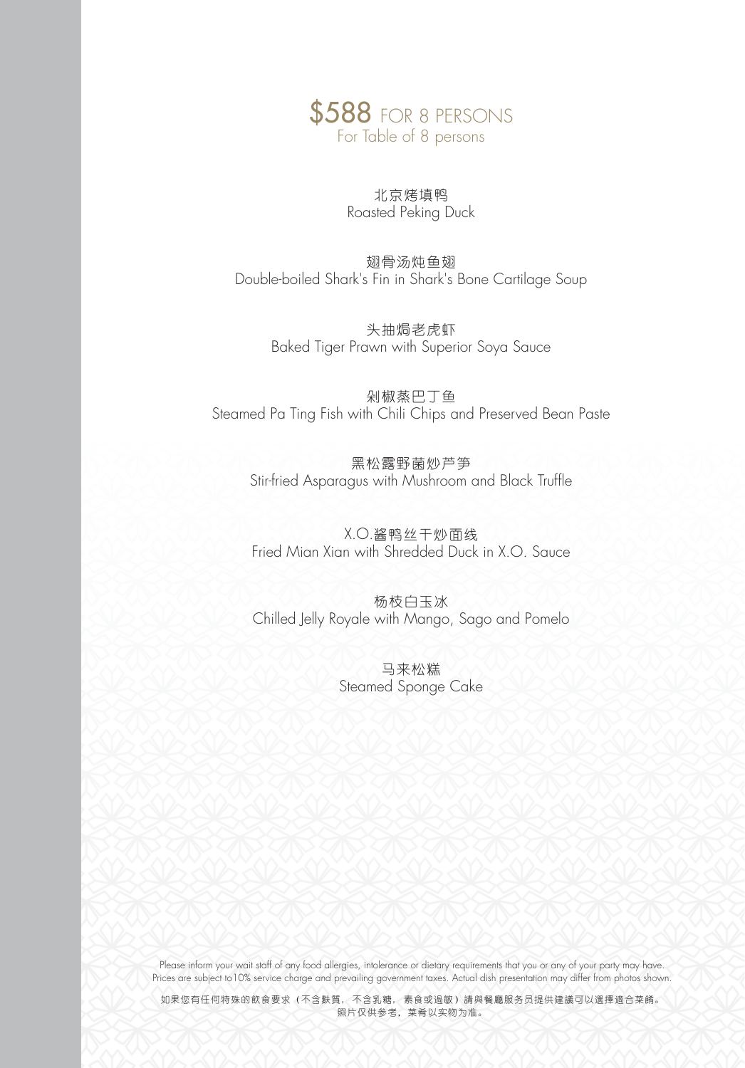# $588 FOR 8 PERSONS

For Table of 8 persons

北京烤填鸭
Roasted Peking Duck

翅骨汤炖鱼翅
Double-boiled Shark's Fin in Shark's Bone Cartilage Soup

头抽焗老虎虾
Baked Tiger Prawn with Superior Soya Sauce

剁椒蒸巴丁鱼
Steamed Pa Ting Fish with Chili Chips and Preserved Bean Paste

黑松露野菌炒芦笋
Stir-fried Asparagus with Mushroom and Black Truffle

X.O.酱鸭丝干炒面线
Fried Mian Xian with Shredded Duck in X.O. Sauce

杨枝白玉冰
Chilled Jelly Royale with Mango, Sago and Pomelo

马来松糕
Steamed Sponge Cake

Please inform your wait staff of any food allergies, intolerance or dietary requirements that you or any of your party may have.
Prices are subject to10% service charge and prevailing government taxes. Actual dish presentation may differ from photos shown.

如果您有任何特殊的飲食要求（不含麩質，不含乳糖，素食或過敏）請與餐廳服务员提供建議可以選擇適合菜餚。
照片仅供参考，菜肴以实物为准。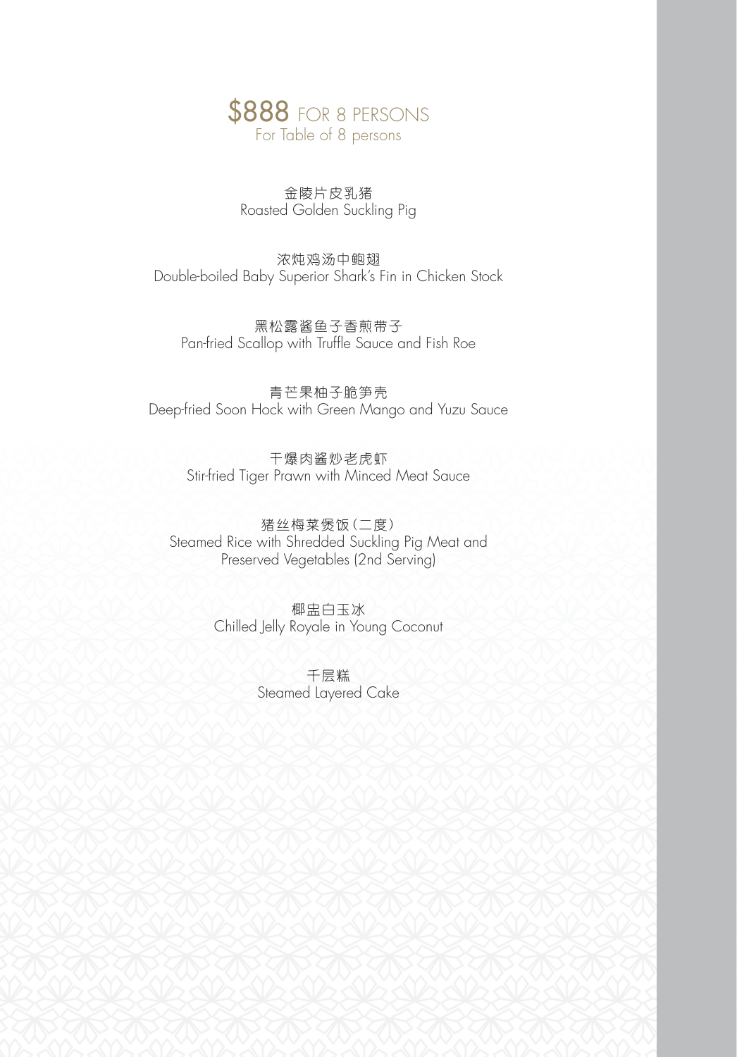# $888 FOR 8 PERSONS

For Table of 8 persons

金陵片皮乳猪
Roasted Golden Suckling Pig

浓炖鸡汤中鲍翅
Double-boiled Baby Superior Shark's Fin in Chicken Stock

黑松露酱鱼子香煎带子
Pan-fried Scallop with Truffle Sauce and Fish Roe

青芒果柚子脆笋壳
Deep-fried Soon Hock with Green Mango and Yuzu Sauce

干爆肉酱炒老虎虾
Stir-fried Tiger Prawn with Minced Meat Sauce

猪丝梅菜煲饭(二度)
Steamed Rice with Shredded Suckling Pig Meat and Preserved Vegetables (2nd Serving)

椰盅白玉冰
Chilled Jelly Royale in Young Coconut

千层糕
Steamed Layered Cake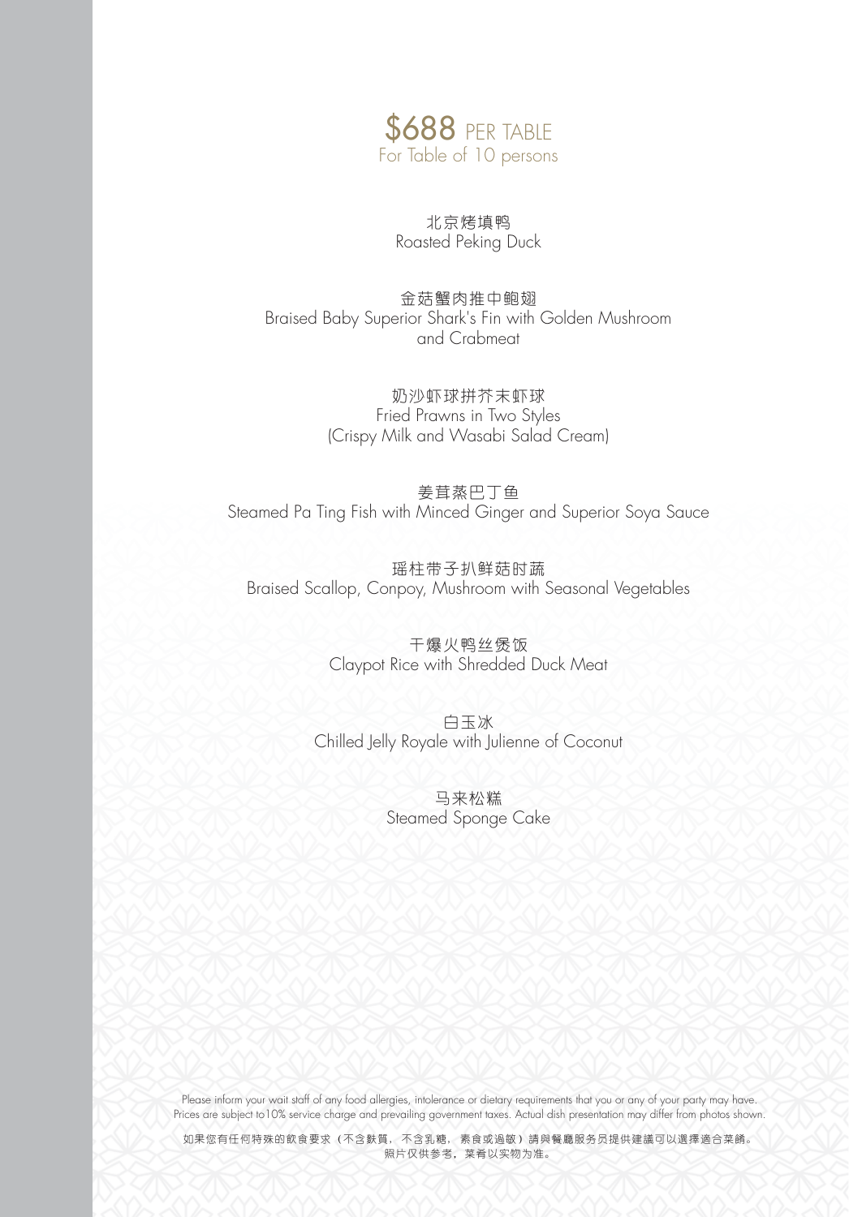# $688 PER TABLE

For Table of 10 persons

北京烤填鸭
Roasted Peking Duck

金菇蟹肉推中鲍翅
Braised Baby Superior Shark's Fin with Golden Mushroom and Crabmeat

奶沙虾球拼芥末虾球
Fried Prawns in Two Styles
(Crispy Milk and Wasabi Salad Cream)

姜茸蒸巴丁鱼
Steamed Pa Ting Fish with Minced Ginger and Superior Soya Sauce

瑶柱带子扒鲜菇时蔬
Braised Scallop, Conpoy, Mushroom with Seasonal Vegetables

干爆火鸭丝煲饭
Claypot Rice with Shredded Duck Meat

白玉冰
Chilled Jelly Royale with Julienne of Coconut

马来松糕
Steamed Sponge Cake

Please inform your wait staff of any food allergies, intolerance or dietary requirements that you or any of your party may have.
Prices are subject to10% service charge and prevailing government taxes. Actual dish presentation may differ from photos shown.

如果您有任何特殊的飲食要求（不含麩質，不含乳糖，素食或過敏）請與餐廳服务员提供建議可以選擇適合菜餚。
照片仅供参考，菜肴以实物为准。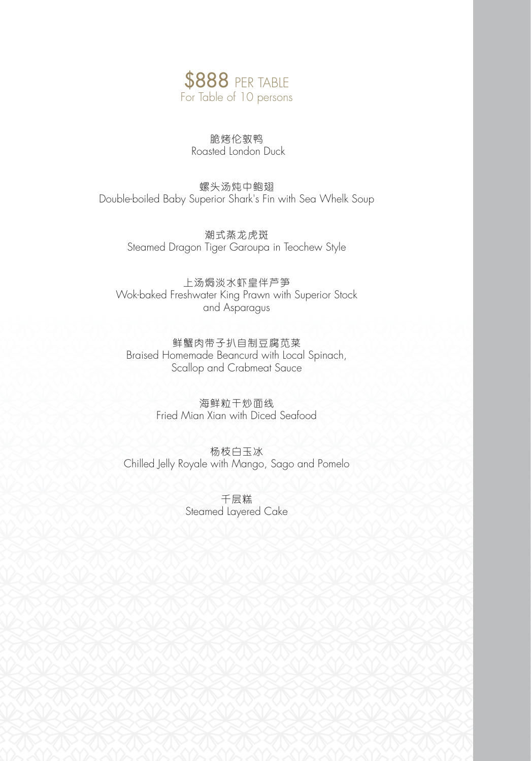# $888 PER TABLE

For Table of 10 persons

脆烤伦敦鸭
Roasted London Duck

螺头汤炖中鲍翅
Double-boiled Baby Superior Shark's Fin with Sea Whelk Soup

潮式蒸龙虎斑
Steamed Dragon Tiger Garoupa in Teochew Style

上汤焗淡水虾皇伴芦笋
Wok-baked Freshwater King Prawn with Superior Stock and Asparagus

鲜蟹肉带子扒自制豆腐苋菜
Braised Homemade Beancurd with Local Spinach, Scallop and Crabmeat Sauce

海鲜粒干炒面线
Fried Mian Xian with Diced Seafood

杨枝白玉冰
Chilled Jelly Royale with Mango, Sago and Pomelo

千层糕
Steamed Layered Cake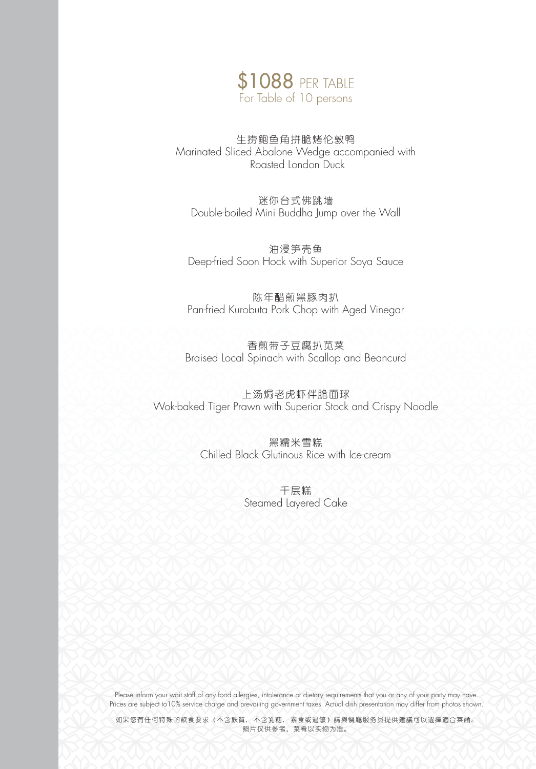# $1088 PER TABLE

For Table of 10 persons

生捞鲍鱼角拼脆烤伦敦鸭
Marinated Sliced Abalone Wedge accompanied with Roasted London Duck

迷你台式佛跳墙
Double-boiled Mini Buddha Jump over the Wall

油浸笋壳鱼
Deep-fried Soon Hock with Superior Soya Sauce

陈年醋煎黑豚肉扒
Pan-fried Kurobuta Pork Chop with Aged Vinegar

香煎带子豆腐扒苋菜
Braised Local Spinach with Scallop and Beancurd

上汤焗老虎虾伴脆面球
Wok-baked Tiger Prawn with Superior Stock and Crispy Noodle

黑糯米雪糕
Chilled Black Glutinous Rice with Ice-cream

千层糕
Steamed Layered Cake

Please inform your wait staff of any food allergies, intolerance or dietary requirements that you or any of your party may have. Prices are subject to10% service charge and prevailing government taxes. Actual dish presentation may differ from photos shown.

如果您有任何特殊的飲食要求（不含麩質，不含乳糖，素食或過敏）請與餐廳服务员提供建議可以選擇適合菜餚。
照片仅供参考，菜肴以实物为准。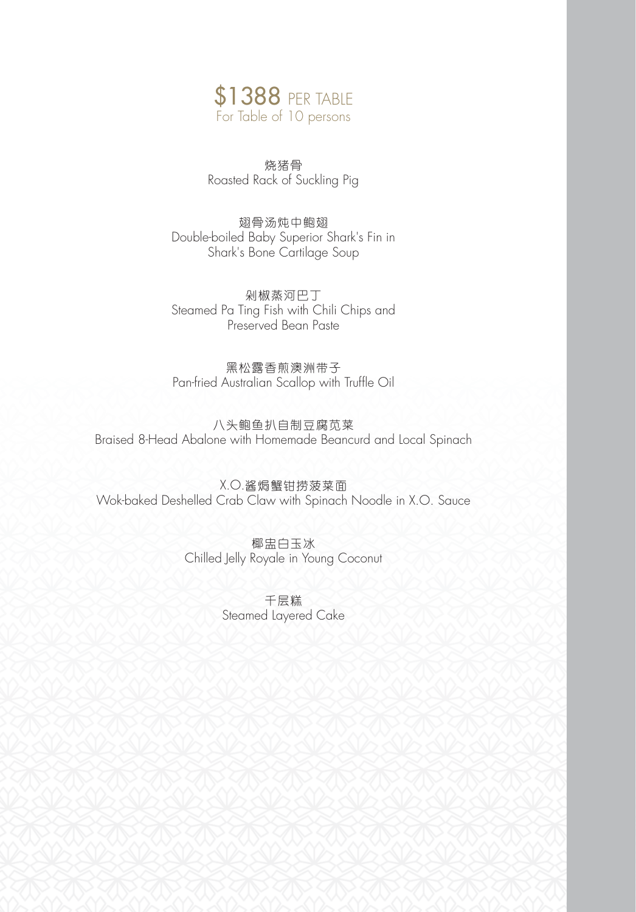# $1388 PER TABLE

For Table of 10 persons

烧猪骨
Roasted Rack of Suckling Pig

翅骨汤炖中鲍翅
Double-boiled Baby Superior Shark's Fin in Shark's Bone Cartilage Soup

剁椒蒸河巴丁
Steamed Pa Ting Fish with Chili Chips and Preserved Bean Paste

黑松露香煎澳洲带子
Pan-fried Australian Scallop with Truffle Oil

八头鲍鱼扒自制豆腐苋菜
Braised 8-Head Abalone with Homemade Beancurd and Local Spinach

X.O.酱焗蟹钳捞菠菜面
Wok-baked Deshelled Crab Claw with Spinach Noodle in X.O. Sauce

椰盅白玉冰
Chilled Jelly Royale in Young Coconut

千层糕
Steamed Layered Cake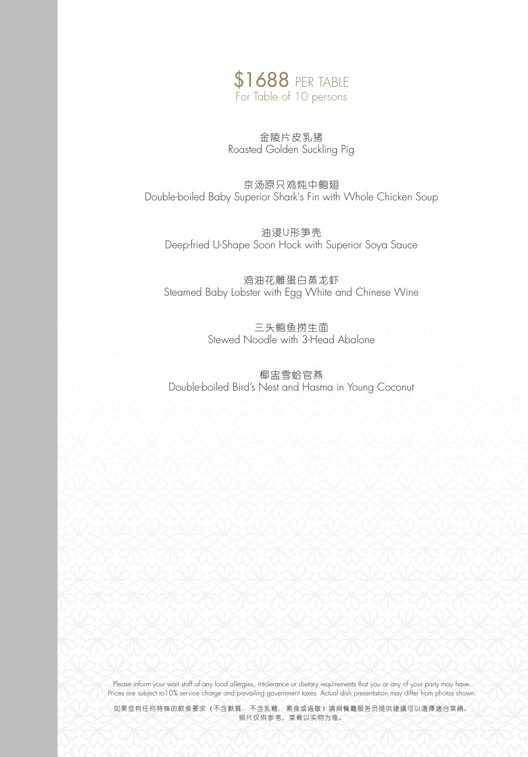# $1688 PER TABLE

For Table of 10 persons

金陵片皮乳猪
Roasted Golden Suckling Pig

京汤原只鸡炖中鲍翅
Double-boiled Baby Superior Shark's Fin with Whole Chicken Soup

油浸U形笋壳
Deep-fried U-Shape Soon Hock with Superior Soya Sauce

鸡油花雕蛋白蒸龙虾
Steamed Baby Lobster with Egg White and Chinese Wine

三头鲍鱼捞生面
Stewed Noodle with 3-Head Abalone

椰盅雪蛤官燕
Double-boiled Bird's Nest and Hasma in Young Coconut

Please inform your wait staff of any food allergies, intolerance or dietary requirements that you or any of your party may have.
Prices are subject to10% service charge and prevailing government taxes. Actual dish presentation may differ from photos shown.

如果您有任何特殊的飲食要求（不含麩質，不含乳糖，素食或過敏）請與餐廳服务员提供建議可以選擇適合菜餚。
照片仅供参考，菜肴以实物为准。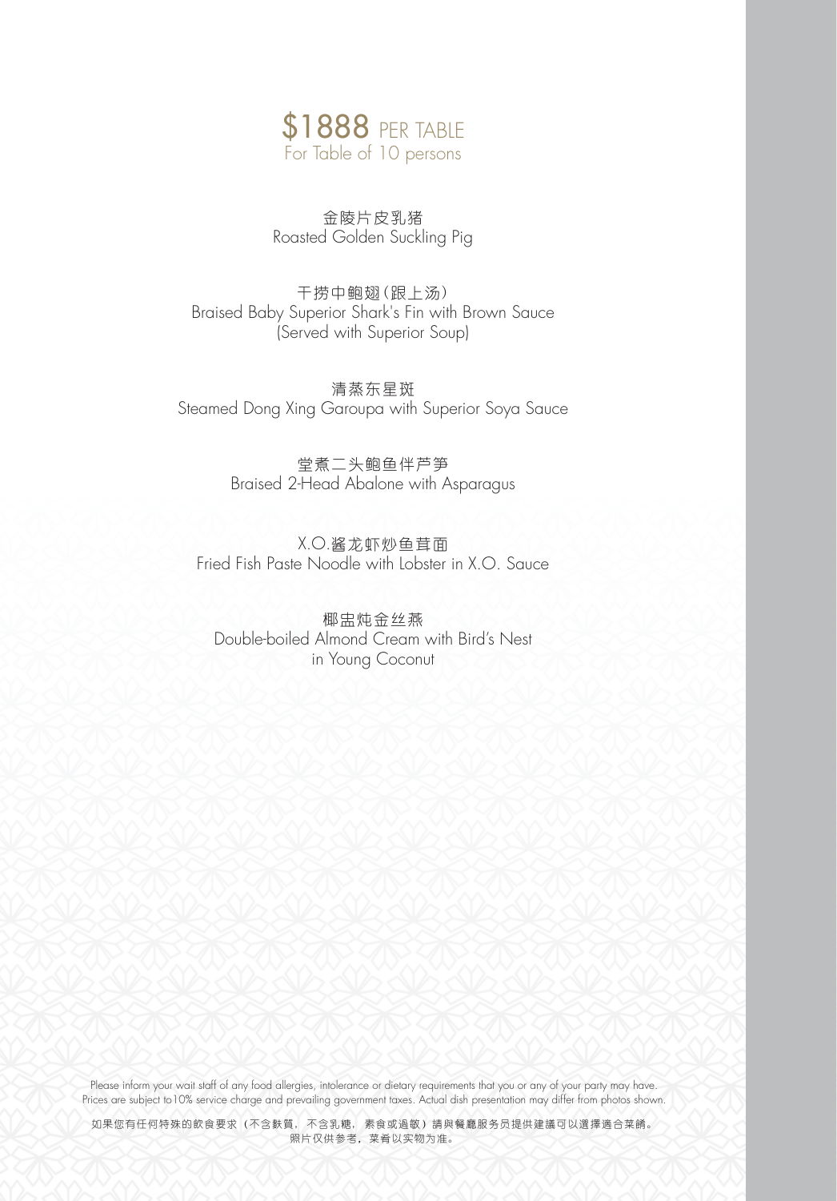# $1888 PER TABLE

For Table of 10 persons

金陵片皮乳猪
Roasted Golden Suckling Pig

干捞中鲍翅(跟上汤)
Braised Baby Superior Shark's Fin with Brown Sauce
(Served with Superior Soup)

清蒸东星斑
Steamed Dong Xing Garoupa with Superior Soya Sauce

堂煮二头鲍鱼伴芦笋
Braised 2-Head Abalone with Asparagus

X.O.酱龙虾炒鱼茸面
Fried Fish Paste Noodle with Lobster in X.O. Sauce

椰盅炖金丝燕
Double-boiled Almond Cream with Bird's Nest
in Young Coconut

Please inform your wait staff of any food allergies, intolerance or dietary requirements that you or any of your party may have.
Prices are subject to10% service charge and prevailing government taxes. Actual dish presentation may differ from photos shown.

如果您有任何特殊的飲食要求（不含麩質，不含乳糖，素食或過敏）請與餐廳服务员提供建議可以選擇適合菜餚。
照片仅供参考，菜肴以实物为准。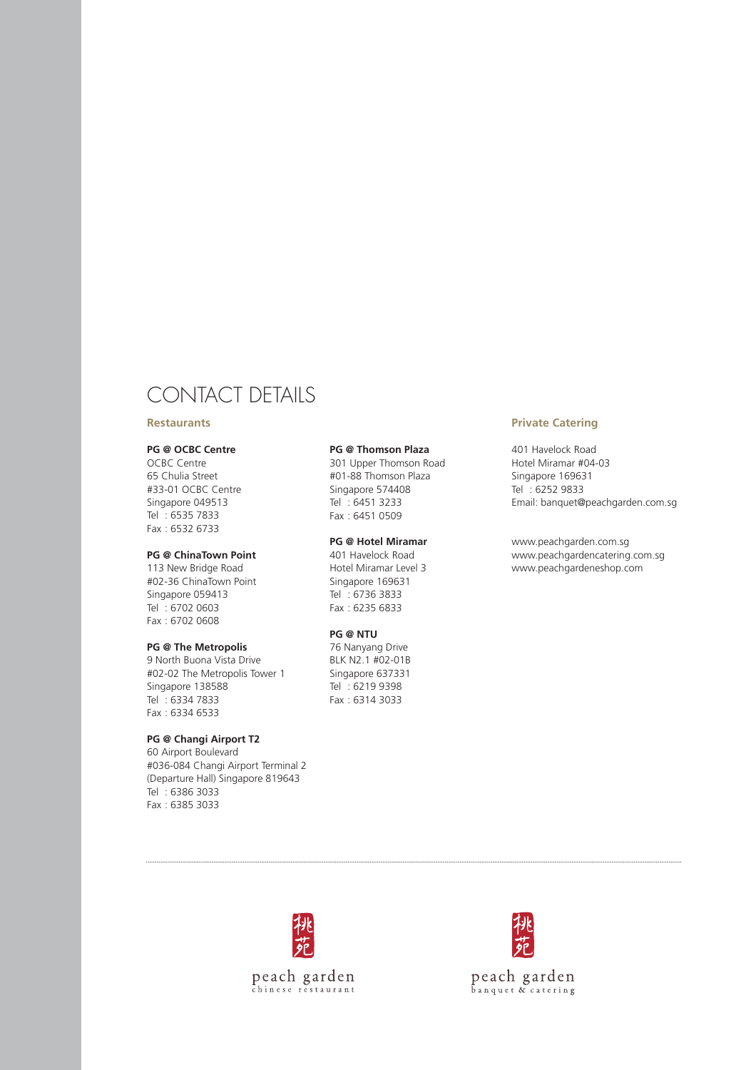# CONTACT DETAILS

## Restaurants

**PG @ OCBC Centre**
OCBC Centre
65 Chulia Street
#33-01 OCBC Centre
Singapore 049513
Tel : 6535 7833
Fax : 6532 6733

**PG @ ChinaTown Point**
113 New Bridge Road
#02-36 ChinaTown Point
Singapore 059413
Tel : 6702 0603
Fax : 6702 0608

**PG @ The Metropolis**
9 North Buona Vista Drive
#02-02 The Metropolis Tower 1
Singapore 138588
Tel : 6334 7833
Fax : 6334 6533

**PG @ Changi Airport T2**
60 Airport Boulevard
#036-084 Changi Airport Terminal 2
(Departure Hall) Singapore 819643
Tel : 6386 3033
Fax : 6385 3033

**PG @ Thomson Plaza**
301 Upper Thomson Road
#01-88 Thomson Plaza
Singapore 574408
Tel : 6451 3233
Fax : 6451 0509

**PG @ Hotel Miramar**
401 Havelock Road
Hotel Miramar Level 3
Singapore 169631
Tel : 6736 3833
Fax : 6235 6833

**PG @ NTU**
76 Nanyang Drive
BLK N2.1 #02-01B
Singapore 637331
Tel : 6219 9398
Fax : 6314 3033

## Private Catering

401 Havelock Road
Hotel Miramar #04-03
Singapore 169631
Tel : 6252 9833
Email: banquet@peachgarden.com.sg

www.peachgarden.com.sg
www.peachgardencatering.com.sg
www.peachgardeneshop.com

---

桃苑
peach garden
chinese restaurant

桃苑
peach garden
banquet & catering